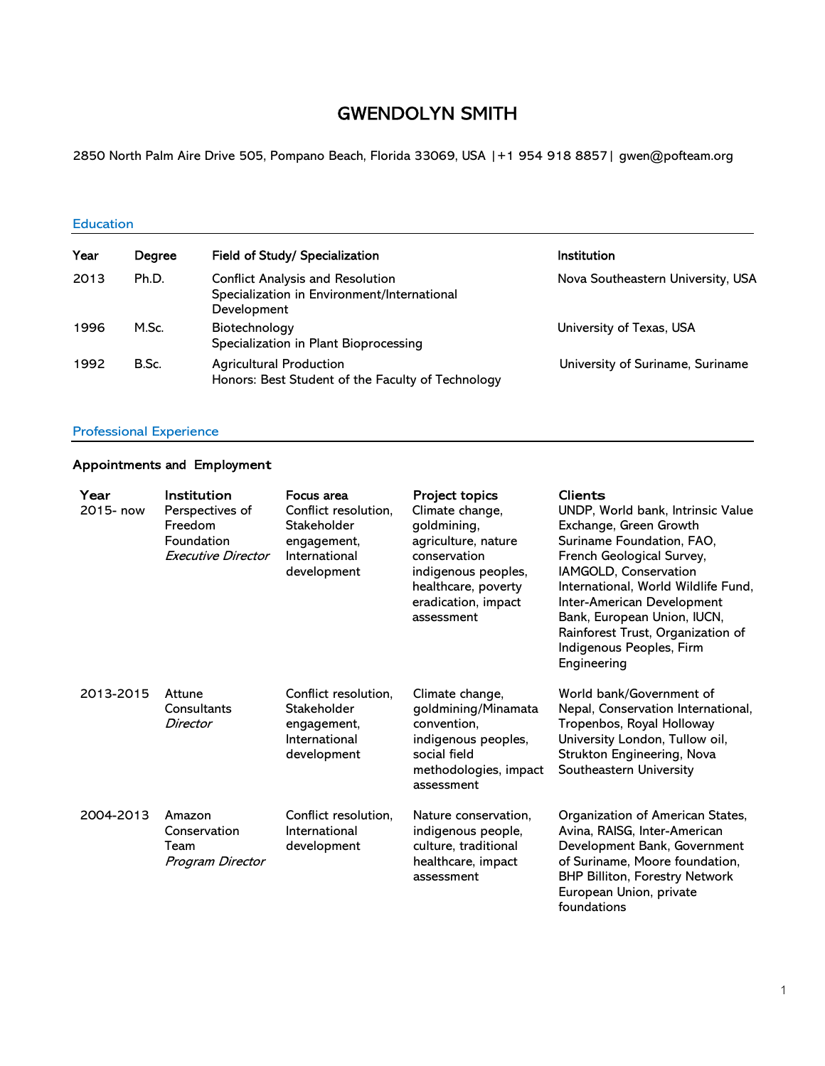# GWENDOLYN SMITH

2850 North Palm Aire Drive 505, Pompano Beach, Florida 33069, USA |+1 954 918 8857| gwen@pofteam.org

## Education

| Year | Degree | Field of Study/ Specialization | Institution |
|---|---|---|---|
| 2013 | Ph.D. | Conflict Analysis and Resolution<br>Specialization in Environment/International Development | Nova Southeastern University, USA |
| 1996 | M.Sc. | Biotechnology<br>Specialization in Plant Bioprocessing | University of Texas, USA |
| 1992 | B.Sc. | Agricultural Production<br>Honors: Best Student of the Faculty of Technology | University of Suriname, Suriname |

## Professional Experience

### Appointments and Employment

| Year | Institution | Focus area | Project topics | Clients |
|---|---|---|---|---|
| 2015- now | Perspectives of Freedom Foundation<br>*Executive Director* | Conflict resolution, Stakeholder engagement, International development | Climate change, goldmining, agriculture, nature conservation indigenous peoples, healthcare, poverty eradication, impact assessment | UNDP, World bank, Intrinsic Value Exchange, Green Growth Suriname Foundation, FAO, French Geological Survey, IAMGOLD, Conservation International, World Wildlife Fund, Inter-American Development Bank, European Union, IUCN, Rainforest Trust, Organization of Indigenous Peoples, Firm Engineering |
| 2013-2015 | Attune Consultants<br>*Director* | Conflict resolution, Stakeholder engagement, International development | Climate change, goldmining/Minamata convention, indigenous peoples, social field methodologies, impact assessment | World bank/Government of Nepal, Conservation International, Tropenbos, Royal Holloway University London, Tullow oil, Strukton Engineering, Nova Southeastern University |
| 2004-2013 | Amazon Conservation Team<br>*Program Director* | Conflict resolution, International development | Nature conservation, indigenous people, culture, traditional healthcare, impact assessment | Organization of American States, Avina, RAISG, Inter-American Development Bank, Government of Suriname, Moore foundation, BHP Billiton, Forestry Network European Union, private foundations |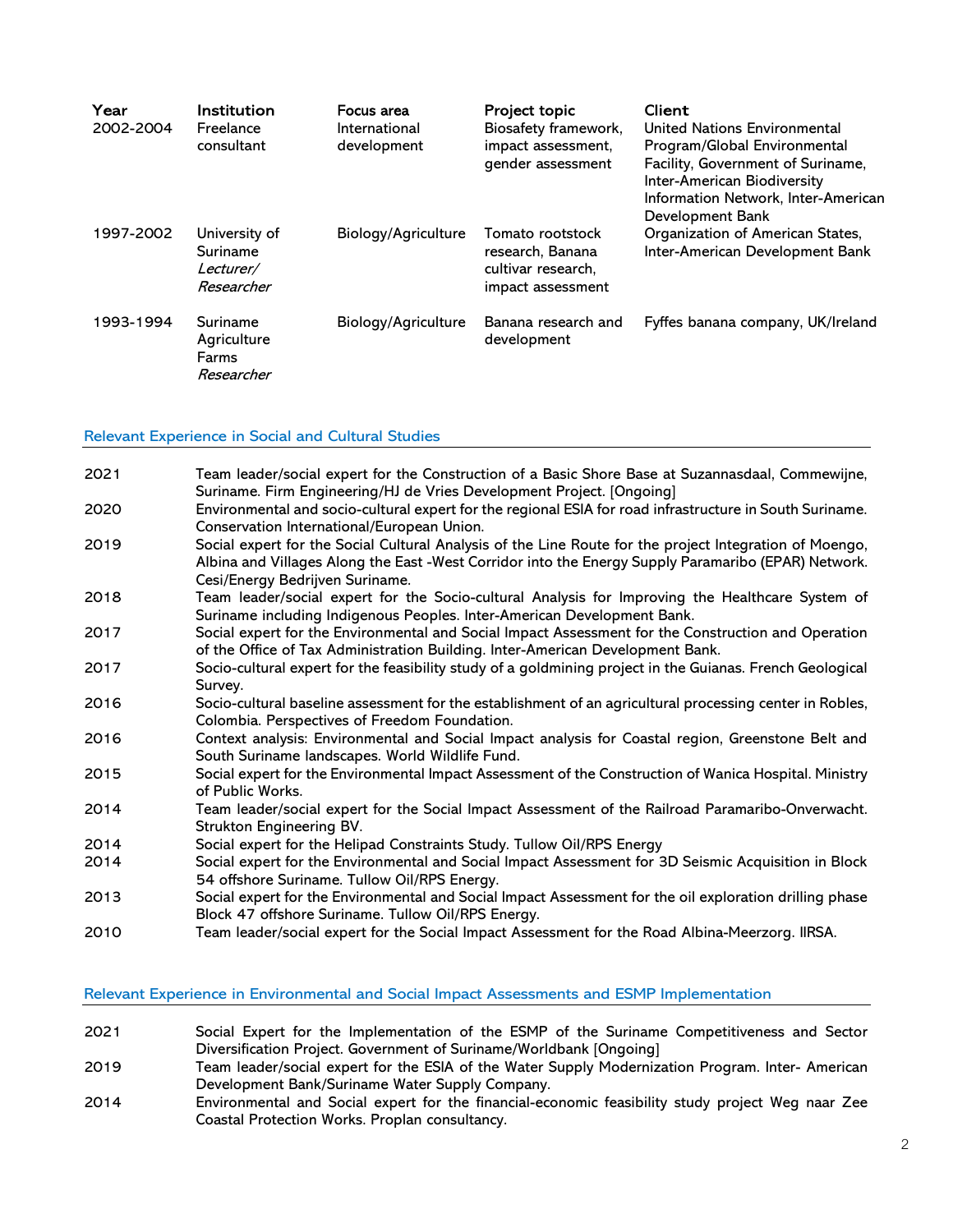| Year | Institution | Focus area | Project topic | Client |
|---|---|---|---|---|
| 2002-2004 | Freelance consultant | International development | Biosafety framework, impact assessment, gender assessment | United Nations Environmental Program/Global Environmental Facility, Government of Suriname, Inter-American Biodiversity Information Network, Inter-American Development Bank |
| 1997-2002 | University of Suriname *Lecturer/ Researcher* | Biology/Agriculture | Tomato rootstock research, Banana cultivar research, impact assessment | Organization of American States, Inter-American Development Bank |
| 1993-1994 | Suriname Agriculture Farms *Researcher* | Biology/Agriculture | Banana research and development | Fyffes banana company, UK/Ireland |

## Relevant Experience in Social and Cultural Studies

| | |
|---|---|
| 2021 | Team leader/social expert for the Construction of a Basic Shore Base at Suzannasdaal, Commewijne, Suriname. Firm Engineering/HJ de Vries Development Project. [Ongoing] |
| 2020 | Environmental and socio-cultural expert for the regional ESIA for road infrastructure in South Suriname. Conservation International/European Union. |
| 2019 | Social expert for the Social Cultural Analysis of the Line Route for the project Integration of Moengo, Albina and Villages Along the East -West Corridor into the Energy Supply Paramaribo (EPAR) Network. Cesi/Energy Bedrijven Suriname. |
| 2018 | Team leader/social expert for the Socio-cultural Analysis for Improving the Healthcare System of Suriname including Indigenous Peoples. Inter-American Development Bank. |
| 2017 | Social expert for the Environmental and Social Impact Assessment for the Construction and Operation of the Office of Tax Administration Building. Inter-American Development Bank. |
| 2017 | Socio-cultural expert for the feasibility study of a goldmining project in the Guianas. French Geological Survey. |
| 2016 | Socio-cultural baseline assessment for the establishment of an agricultural processing center in Robles, Colombia. Perspectives of Freedom Foundation. |
| 2016 | Context analysis: Environmental and Social Impact analysis for Coastal region, Greenstone Belt and South Suriname landscapes. World Wildlife Fund. |
| 2015 | Social expert for the Environmental Impact Assessment of the Construction of Wanica Hospital. Ministry of Public Works. |
| 2014 | Team leader/social expert for the Social Impact Assessment of the Railroad Paramaribo-Onverwacht. Strukton Engineering BV. |
| 2014 | Social expert for the Helipad Constraints Study. Tullow Oil/RPS Energy |
| 2014 | Social expert for the Environmental and Social Impact Assessment for 3D Seismic Acquisition in Block 54 offshore Suriname. Tullow Oil/RPS Energy. |
| 2013 | Social expert for the Environmental and Social Impact Assessment for the oil exploration drilling phase Block 47 offshore Suriname. Tullow Oil/RPS Energy. |
| 2010 | Team leader/social expert for the Social Impact Assessment for the Road Albina-Meerzorg. IIRSA. |

## Relevant Experience in Environmental and Social Impact Assessments and ESMP Implementation

| | |
|---|---|
| 2021 | Social Expert for the Implementation of the ESMP of the Suriname Competitiveness and Sector Diversification Project. Government of Suriname/Worldbank [Ongoing] |
| 2019 | Team leader/social expert for the ESIA of the Water Supply Modernization Program. Inter- American Development Bank/Suriname Water Supply Company. |
| 2014 | Environmental and Social expert for the financial-economic feasibility study project Weg naar Zee Coastal Protection Works. Proplan consultancy. |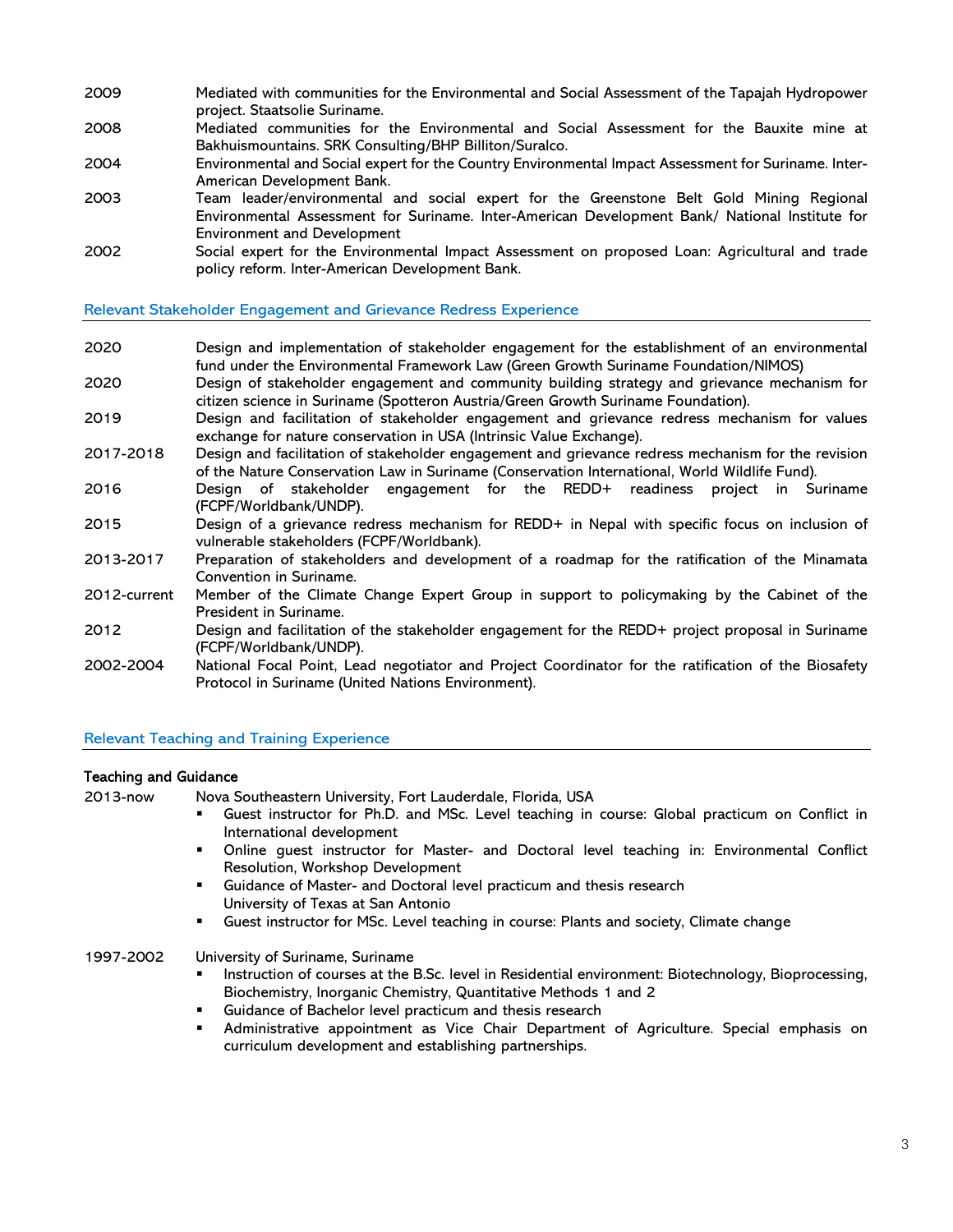| | |
|---|---|
| 2009 | Mediated with communities for the Environmental and Social Assessment of the Tapajah Hydropower project. Staatsolie Suriname. |
| 2008 | Mediated communities for the Environmental and Social Assessment for the Bauxite mine at Bakhuismountains. SRK Consulting/BHP Billiton/Suralco. |
| 2004 | Environmental and Social expert for the Country Environmental Impact Assessment for Suriname. Inter-American Development Bank. |
| 2003 | Team leader/environmental and social expert for the Greenstone Belt Gold Mining Regional Environmental Assessment for Suriname. Inter-American Development Bank/ National Institute for Environment and Development |
| 2002 | Social expert for the Environmental Impact Assessment on proposed Loan: Agricultural and trade policy reform. Inter-American Development Bank. |

## Relevant Stakeholder Engagement and Grievance Redress Experience

| | |
|---|---|
| 2020 | Design and implementation of stakeholder engagement for the establishment of an environmental fund under the Environmental Framework Law (Green Growth Suriname Foundation/NIMOS) |
| 2020 | Design of stakeholder engagement and community building strategy and grievance mechanism for citizen science in Suriname (Spotteron Austria/Green Growth Suriname Foundation). |
| 2019 | Design and facilitation of stakeholder engagement and grievance redress mechanism for values exchange for nature conservation in USA (Intrinsic Value Exchange). |
| 2017-2018 | Design and facilitation of stakeholder engagement and grievance redress mechanism for the revision of the Nature Conservation Law in Suriname (Conservation International, World Wildlife Fund). |
| 2016 | Design of stakeholder engagement for the REDD+ readiness project in Suriname (FCPF/Worldbank/UNDP). |
| 2015 | Design of a grievance redress mechanism for REDD+ in Nepal with specific focus on inclusion of vulnerable stakeholders (FCPF/Worldbank). |
| 2013-2017 | Preparation of stakeholders and development of a roadmap for the ratification of the Minamata Convention in Suriname. |
| 2012-current | Member of the Climate Change Expert Group in support to policymaking by the Cabinet of the President in Suriname. |
| 2012 | Design and facilitation of the stakeholder engagement for the REDD+ project proposal in Suriname (FCPF/Worldbank/UNDP). |
| 2002-2004 | National Focal Point, Lead negotiator and Project Coordinator for the ratification of the Biosafety Protocol in Suriname (United Nations Environment). |

## Relevant Teaching and Training Experience

**Teaching and Guidance**

2013-now — Nova Southeastern University, Fort Lauderdale, Florida, USA

- Guest instructor for Ph.D. and MSc. Level teaching in course: Global practicum on Conflict in International development
- Online guest instructor for Master- and Doctoral level teaching in: Environmental Conflict Resolution, Workshop Development
- Guidance of Master- and Doctoral level practicum and thesis research

University of Texas at San Antonio

- Guest instructor for MSc. Level teaching in course: Plants and society, Climate change

1997-2002 — University of Suriname, Suriname

- Instruction of courses at the B.Sc. level in Residential environment: Biotechnology, Bioprocessing, Biochemistry, Inorganic Chemistry, Quantitative Methods 1 and 2
- Guidance of Bachelor level practicum and thesis research
- Administrative appointment as Vice Chair Department of Agriculture. Special emphasis on curriculum development and establishing partnerships.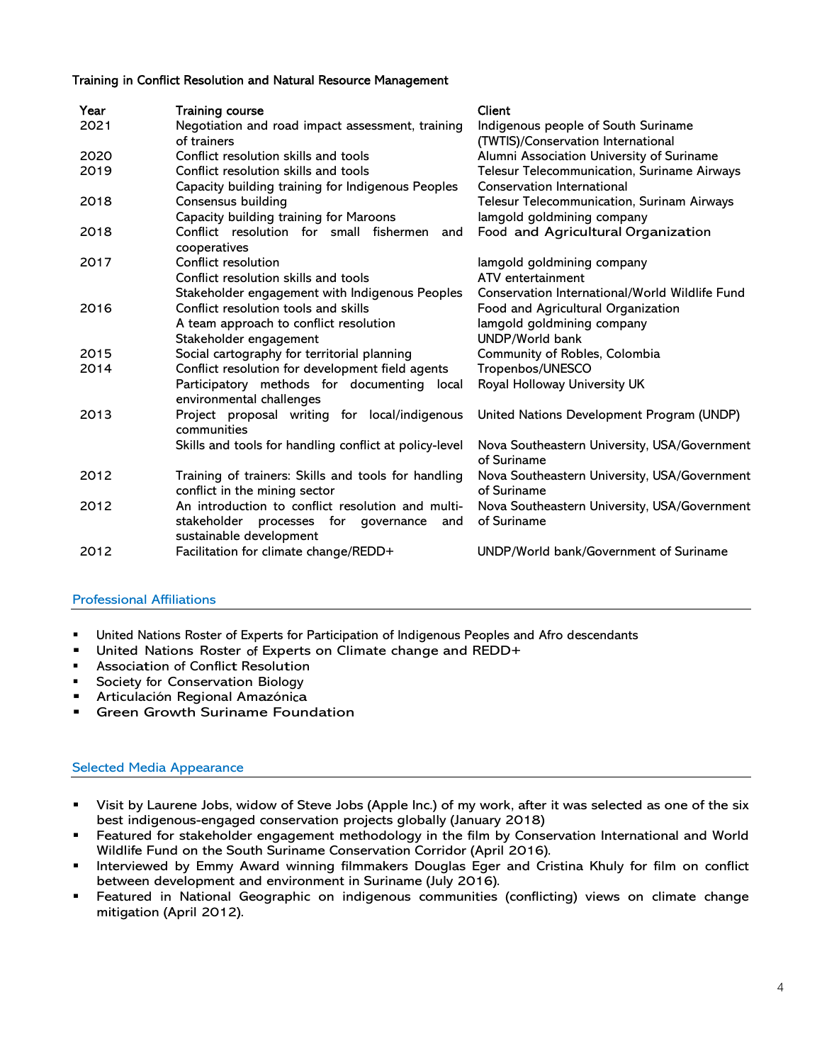**Training in Conflict Resolution and Natural Resource Management**

| Year | Training course | Client |
|---|---|---|
| 2021 | Negotiation and road impact assessment, training of trainers | Indigenous people of South Suriname (TWTIS)/Conservation International |
| 2020 | Conflict resolution skills and tools | Alumni Association University of Suriname |
| 2019 | Conflict resolution skills and tools | Telesur Telecommunication, Suriname Airways |
| | Capacity building training for Indigenous Peoples | Conservation International |
| 2018 | Consensus building | Telesur Telecommunication, Surinam Airways |
| | Capacity building training for Maroons | Iamgold goldmining company |
| 2018 | Conflict resolution for small fishermen and cooperatives | Food and Agricultural Organization |
| 2017 | Conflict resolution | Iamgold goldmining company |
| | Conflict resolution skills and tools | ATV entertainment |
| | Stakeholder engagement with Indigenous Peoples | Conservation International/World Wildlife Fund |
| 2016 | Conflict resolution tools and skills | Food and Agricultural Organization |
| | A team approach to conflict resolution | Iamgold goldmining company |
| | Stakeholder engagement | UNDP/World bank |
| 2015 | Social cartography for territorial planning | Community of Robles, Colombia |
| 2014 | Conflict resolution for development field agents | Tropenbos/UNESCO |
| | Participatory methods for documenting local environmental challenges | Royal Holloway University UK |
| 2013 | Project proposal writing for local/indigenous communities | United Nations Development Program (UNDP) |
| | Skills and tools for handling conflict at policy-level | Nova Southeastern University, USA/Government of Suriname |
| 2012 | Training of trainers: Skills and tools for handling conflict in the mining sector | Nova Southeastern University, USA/Government of Suriname |
| 2012 | An introduction to conflict resolution and multi-stakeholder processes for governance and sustainable development | Nova Southeastern University, USA/Government of Suriname |
| 2012 | Facilitation for climate change/REDD+ | UNDP/World bank/Government of Suriname |

## Professional Affiliations

- United Nations Roster of Experts for Participation of Indigenous Peoples and Afro descendants
- United Nations Roster of Experts on Climate change and REDD+
- Association of Conflict Resolution
- Society for Conservation Biology
- Articulación Regional Amazónica
- Green Growth Suriname Foundation

## Selected Media Appearance

- Visit by Laurene Jobs, widow of Steve Jobs (Apple Inc.) of my work, after it was selected as one of the six best indigenous-engaged conservation projects globally (January 2018)
- Featured for stakeholder engagement methodology in the film by Conservation International and World Wildlife Fund on the South Suriname Conservation Corridor (April 2016).
- Interviewed by Emmy Award winning filmmakers Douglas Eger and Cristina Khuly for film on conflict between development and environment in Suriname (July 2016).
- Featured in National Geographic on indigenous communities (conflicting) views on climate change mitigation (April 2012).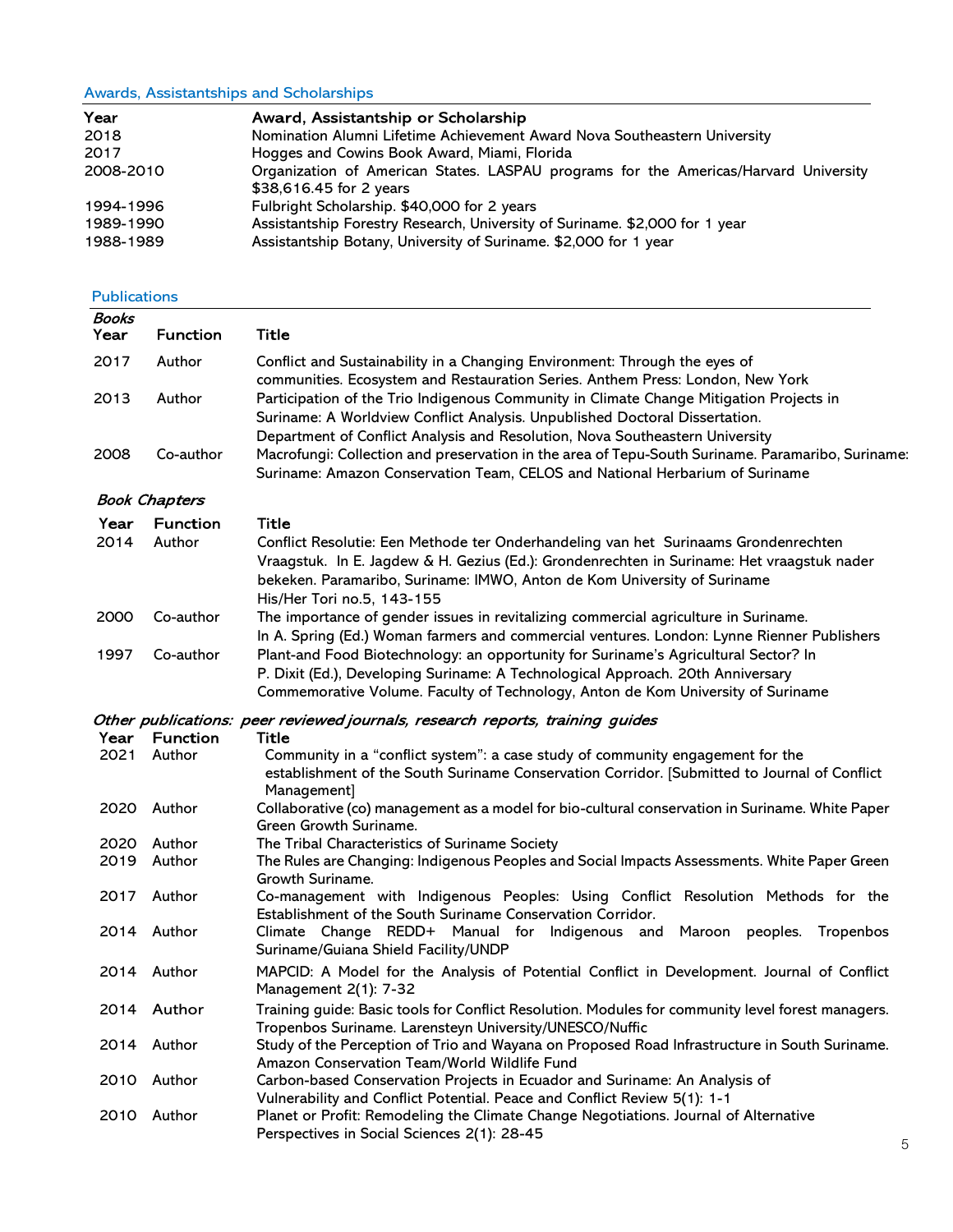## Awards, Assistantships and Scholarships

| Year | Award, Assistantship or Scholarship |
|---|---|
| 2018 | Nomination Alumni Lifetime Achievement Award Nova Southeastern University |
| 2017 | Hogges and Cowins Book Award, Miami, Florida |
| 2008-2010 | Organization of American States. LASPAU programs for the Americas/Harvard University $38,616.45 for 2 years |
| 1994-1996 | Fulbright Scholarship. $40,000 for 2 years |
| 1989-1990 | Assistantship Forestry Research, University of Suriname. $2,000 for 1 year |
| 1988-1989 | Assistantship Botany, University of Suriname. $2,000 for 1 year |

## Publications

### *Books*

| Year | Function | Title |
|---|---|---|
| 2017 | Author | Conflict and Sustainability in a Changing Environment: Through the eyes of communities. Ecosystem and Restauration Series. Anthem Press: London, New York |
| 2013 | Author | Participation of the Trio Indigenous Community in Climate Change Mitigation Projects in Suriname: A Worldview Conflict Analysis. Unpublished Doctoral Dissertation. Department of Conflict Analysis and Resolution, Nova Southeastern University |
| 2008 | Co-author | Macrofungi: Collection and preservation in the area of Tepu-South Suriname. Paramaribo, Suriname: Suriname: Amazon Conservation Team, CELOS and National Herbarium of Suriname |

### *Book Chapters*

| Year | Function | Title |
|---|---|---|
| 2014 | Author | Conflict Resolutie: Een Methode ter Onderhandeling van het Surinaams Grondenrechten Vraagstuk. In E. Jagdew & H. Gezius (Ed.): Grondenrechten in Suriname: Het vraagstuk nader bekeken. Paramaribo, Suriname: IMWO, Anton de Kom University of Suriname His/Her Tori no.5, 143-155 |
| 2000 | Co-author | The importance of gender issues in revitalizing commercial agriculture in Suriname. In A. Spring (Ed.) Woman farmers and commercial ventures. London: Lynne Rienner Publishers |
| 1997 | Co-author | Plant-and Food Biotechnology: an opportunity for Suriname's Agricultural Sector? In P. Dixit (Ed.), Developing Suriname: A Technological Approach. 20th Anniversary Commemorative Volume. Faculty of Technology, Anton de Kom University of Suriname |

### *Other publications: peer reviewed journals, research reports, training guides*

| Year | Function | Title |
|---|---|---|
| 2021 | Author | Community in a "conflict system": a case study of community engagement for the establishment of the South Suriname Conservation Corridor. [Submitted to Journal of Conflict Management] |
| 2020 | Author | Collaborative (co) management as a model for bio-cultural conservation in Suriname. White Paper Green Growth Suriname. |
| 2020 | Author | The Tribal Characteristics of Suriname Society |
| 2019 | Author | The Rules are Changing: Indigenous Peoples and Social Impacts Assessments. White Paper Green Growth Suriname. |
| 2017 | Author | Co-management with Indigenous Peoples: Using Conflict Resolution Methods for the Establishment of the South Suriname Conservation Corridor. |
| 2014 | Author | Climate Change REDD+ Manual for Indigenous and Maroon peoples. Tropenbos Suriname/Guiana Shield Facility/UNDP |
| 2014 | Author | MAPCID: A Model for the Analysis of Potential Conflict in Development. Journal of Conflict Management 2(1): 7-32 |
| 2014 | Author | Training guide: Basic tools for Conflict Resolution. Modules for community level forest managers. Tropenbos Suriname. Larensteyn University/UNESCO/Nuffic |
| 2014 | Author | Study of the Perception of Trio and Wayana on Proposed Road Infrastructure in South Suriname. Amazon Conservation Team/World Wildlife Fund |
| 2010 | Author | Carbon-based Conservation Projects in Ecuador and Suriname: An Analysis of Vulnerability and Conflict Potential. Peace and Conflict Review 5(1): 1-1 |
| 2010 | Author | Planet or Profit: Remodeling the Climate Change Negotiations. Journal of Alternative Perspectives in Social Sciences 2(1): 28-45 |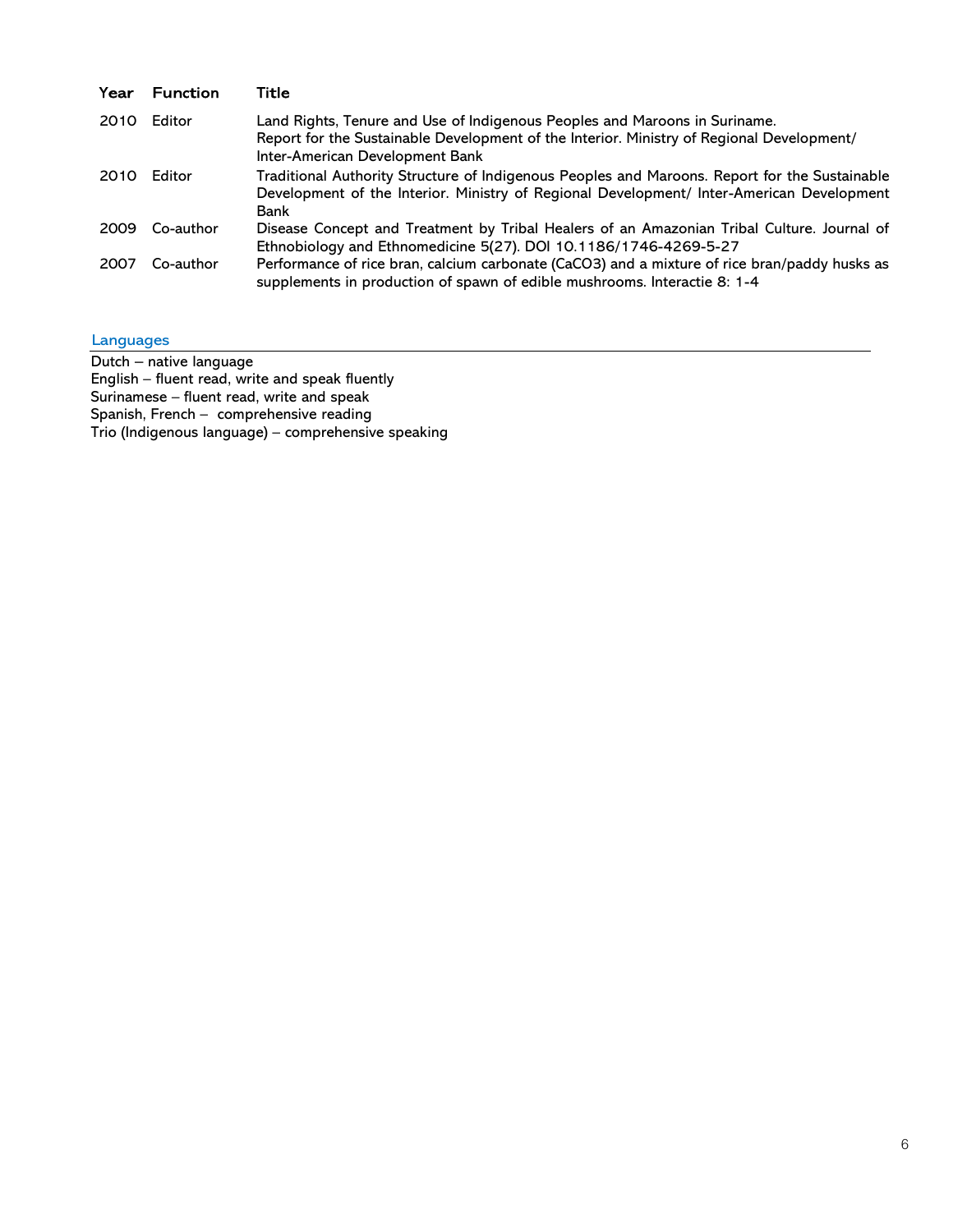| Year | Function | Title |
|---|---|---|
| 2010 | Editor | Land Rights, Tenure and Use of Indigenous Peoples and Maroons in Suriname. Report for the Sustainable Development of the Interior. Ministry of Regional Development/ Inter-American Development Bank |
| 2010 | Editor | Traditional Authority Structure of Indigenous Peoples and Maroons. Report for the Sustainable Development of the Interior. Ministry of Regional Development/ Inter-American Development Bank |
| 2009 | Co-author | Disease Concept and Treatment by Tribal Healers of an Amazonian Tribal Culture. Journal of Ethnobiology and Ethnomedicine 5(27). DOI 10.1186/1746-4269-5-27 |
| 2007 | Co-author | Performance of rice bran, calcium carbonate ($CaCO_3$) and a mixture of rice bran/paddy husks as supplements in production of spawn of edible mushrooms. Interactie 8: 1-4 |

## Languages

Dutch – native language
English – fluent read, write and speak fluently
Surinamese – fluent read, write and speak
Spanish, French – comprehensive reading
Trio (Indigenous language) – comprehensive speaking